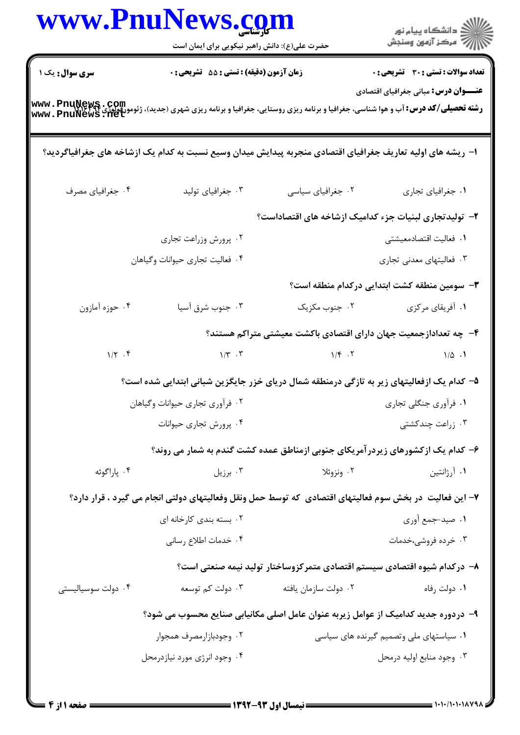**سری سوال:** یک ۱

**زمان آزمون (دقیقه) : تستی : ۵۵ تشریحی : ۰**

**تعداد سوالات : تستی : ۳۰ تشریحی : ۰**

**عنـــوان درس:** مبانی جغرافیای اقتصادی

**رشته تحصیلی/کد درس:** آب و هوا شناسی، جغرافیا و برنامه ریزی روستایی، جغرافیا و برنامه ریزی شهری (جدید)، ژئومورفولوژی ۱۲۱۶۰۹۲

۱- ریشه های اولیه تعاریف جغرافیای اقتصادی منجربه پیدایش میدان وسیع نسبت به کدام یک ازشاخه های جغرافیاگردید؟

۱. جغرافیای تجاری
۲. جغرافیای سیاسی
۳. جغرافیای تولید
۴. جغرافیای مصرف

۲- تولیدتجاری لبنیات جزء کدامیک ازشاخه های اقتصاداست؟

۱. فعالیت اقتصادمعیشتی
۲. پرورش وزراعت تجاری
۳. فعالیتهای معدنی تجاری
۴. فعالیت تجاری حیوانات وگیاهان

۳- سومین منطقه کشت ابتدایی درکدام منطقه است؟

۱. آفریقای مرکزی
۲. جنوب مکزیک
۳. جنوب شرق آسیا
۴. حوزه آمازون

۴- چه تعدادازجمعیت جهان دارای اقتصادی باکشت معیشتی متراکم هستند؟

۱. ۱/۵
۲. ۱/۴
۳. ۱/۳
۴. ۱/۲

۵- کدام یک ازفعالیتهای زیر به تازگی درمنطقه شمال دریای خزر جایگزین شبانی ابتدایی شده است؟

۱. فرآوری جنگلی تجاری
۲. فرآوری تجاری حیوانات وگیاهان
۳. زراعت چندکشتی
۴. پرورش تجاری حیوانات

۶- کدام یک ازکشورهای زیردرآمریکای جنوبی ازمناطق عمده کشت گندم به شمار می روند؟

۱. آرژانتین
۲. ونزوئلا
۳. برزیل
۴. پاراگوئه

۷- این فعالیت در بخش سوم فعالیتهای اقتصادی که توسط حمل ونقل وفعالیتهای دولتی انجام می گیرد ، قرار دارد؟

۱. صید-جمع آوری
۲. بسته بندی کارخانه ای
۳. خرده فروشی،خدمات
۴. خدمات اطلاع رسانی

۸- درکدام شیوه اقتصادی سیستم اقتصادی متمرکزوساختار تولید نیمه صنعتی است؟

۱. دولت رفاه
۲. دولت سازمان یافته
۳. دولت کم توسعه
۴. دولت سوسیالیستی

۹- دردوره جدید کدامیک از عوامل زیربه عنوان عامل اصلی مکانیابی صنایع محسوب می شود؟

۱. سیاستهای ملی وتصمیم گیرنده های سیاسی
۲. وجودبازارمصرف همجوار
۳. وجود منابع اولیه درمحل
۴. وجود انرژی مورد نیازدرمحل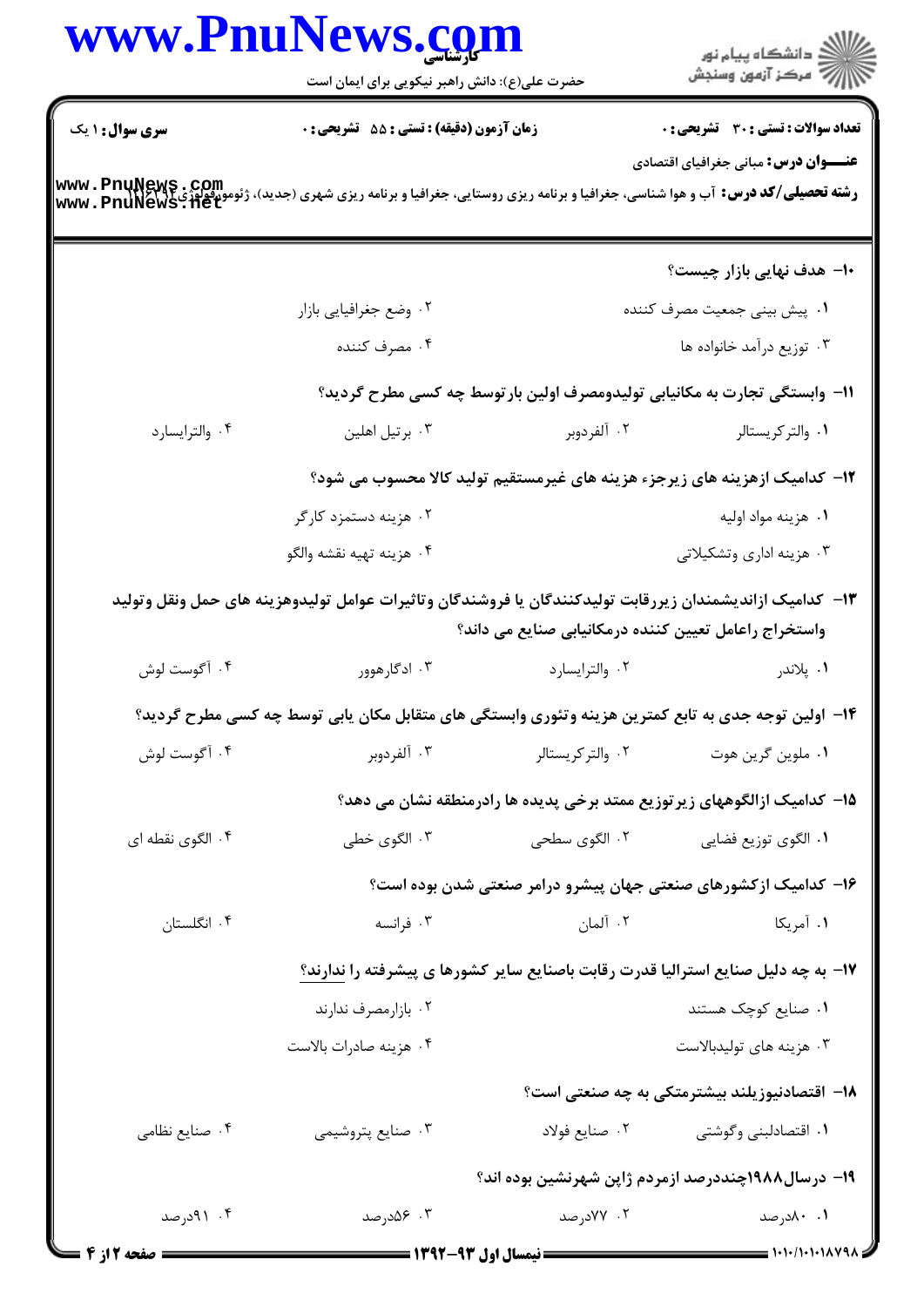**تعداد سوالات : تستی : ۳۰ تشریحی : ۰** | **زمان آزمون (دقیقه) : تستی : ۵۵ تشریحی : ۰** | **سری سوال : ۱ یک**

**عنـــوان درس:** مبانی جغرافیای اقتصادی

**رشته تحصیلی/کد درس:** آب و هوا شناسی، جغرافیا و برنامه ریزی روستایی، جغرافیا و برنامه ریزی شهری (جدید)، ژئومورفولوژی ۱۲۱۶۲۹۲

---

**۱۰- هدف نهایی بازار چیست؟**

۱. پیش بینی جمعیت مصرف کننده

۲. وضع جغرافیایی بازار

۳. توزیع درآمد خانواده ها

۴. مصرف کننده

**۱۱- وابستگی تجارت به مکانیابی تولیدومصرف اولین بارتوسط چه کسی مطرح گردید؟**

۱. والترکریستالر

۲. آلفردوبر

۳. برتیل اهلین

۴. والترایسارد

**۱۲- کدامیک ازهزینه های زیرجزء هزینه های غیرمستقیم تولید کالا محسوب می شود؟**

۱. هزینه مواد اولیه

۲. هزینه دستمزد کارگر

۳. هزینه اداری وتشکیلاتی

۴. هزینه تهیه نقشه والگو

**۱۳- کدامیک ازاندیشمندان زیررقابت تولیدکنندگان یا فروشندگان وتاثیرات عوامل تولیدوهزینه های حمل ونقل وتولید واستخراج راعامل تعیین کننده درمکانیابی صنایع می داند؟**

۱. پلاندر

۲. والترایسارد

۳. ادگارهوور

۴. آگوست لوش

**۱۴- اولین توجه جدی به تابع کمترین هزینه وتئوری وابستگی های متقابل مکان یابی توسط چه کسی مطرح گردید؟**

۱. ملوین گرین هوت

۲. والترکریستالر

۳. آلفردوبر

۴. آگوست لوش

**۱۵- کدامیک ازالگوهای زیرتوزیع ممتد برخی پدیده ها رادرمنطقه نشان می دهد؟**

۱. الگوی توزیع فضایی

۲. الگوی سطحی

۳. الگوی خطی

۴. الگوی نقطه ای

**۱۶- کدامیک ازکشورهای صنعتی جهان پیشرو درامر صنعتی شدن بوده است؟**

۱. آمریکا

۲. آلمان

۳. فرانسه

۴. انگلستان

**۱۷- به چه دلیل صنایع استرالیا قدرت رقابت باصنایع سایر کشورها ی پیشرفته را ندارند؟**

۱. صنایع کوچک هستند

۲. بازارمصرف ندارند

۳. هزینه های تولیدبالاست

۴. هزینه صادرات بالاست

**۱۸- اقتصادنیوزیلند بیشترمتکی به چه صنعتی است؟**

۱. اقتصادلبنی وگوشتی

۲. صنایع فولاد

۳. صنایع پتروشیمی

۴. صنایع نظامی

**۱۹- درسال۱۹۸۸چنددرصد ازمردم ژاپن شهرنشین بوده اند؟**

۱. ۸۰درصد

۲. ۷۷درصد

۳. ۵۶درصد

۴. ۹۱درصد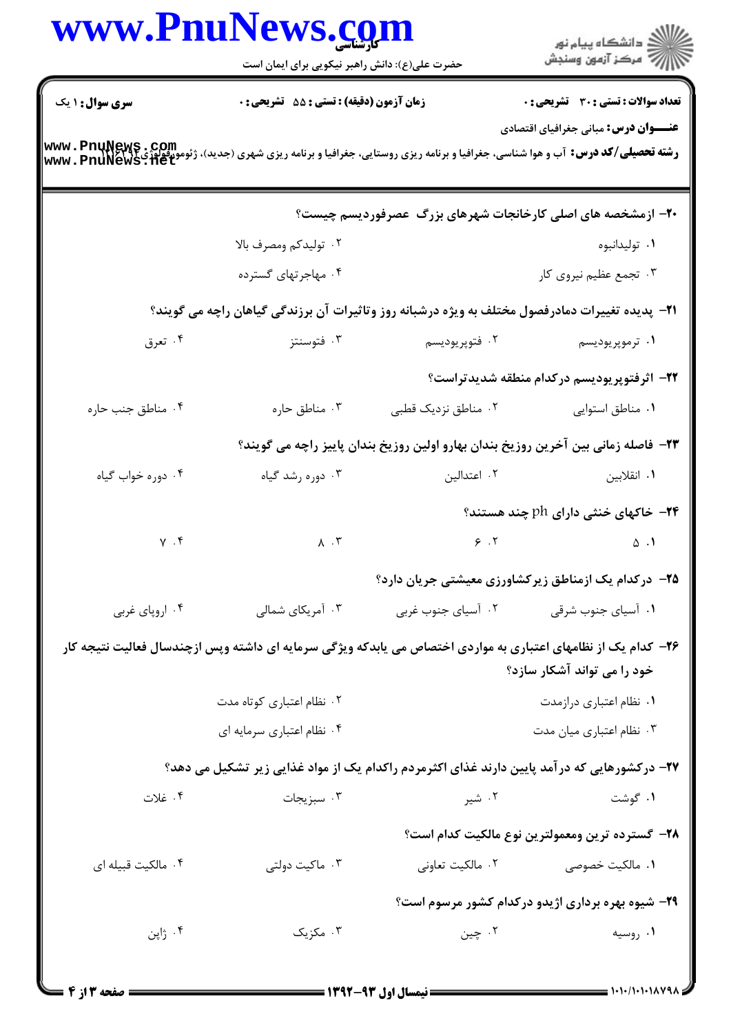**سری سوال:** ۱ یک

**زمان آزمون (دقیقه) : تستی : ۵۵ تشریحی : ۰**

**تعداد سوالات : تستی : ۳۰ تشریحی : ۰**

**عنـــوان درس:** مبانی جغرافیای اقتصادی

**رشته تحصیلی/کد درس:** آب و هوا شناسی، جغرافیا و برنامه ریزی روستایی، جغرافیا و برنامه ریزی شهری (جدید)، ژئومورفولوژی ۱۲۱۶۳۹۴

۲۰- ازمشخصه های اصلی کارخانجات شهرهای بزرگ عصرفوردیسم چیست؟

۱. تولیدانبوه
۲. تولیدکم ومصرف بالا
۳. تجمع عظیم نیروی کار
۴. مهاجرتهای گسترده

۲۱- پدیده تغییرات دمادرفصول مختلف به ویژه درشبانه روز وتاثیرات آن برزندگی گیاهان راچه می گویند؟

۱. ترموپریودیسم
۲. فتوپریودیسم
۳. فتوسنتز
۴. تعرق

۲۲- اثرفتوپریودیسم درکدام منطقه شدیدتراست؟

۱. مناطق استوایی
۲. مناطق نزدیک قطبی
۳. مناطق حاره
۴. مناطق جنب حاره

۲۳- فاصله زمانی بین آخرین روزیخ بندان بهارو اولین روزیخ بندان پاییز راچه می گویند؟

۱. انقلابین
۲. اعتدالین
۳. دوره رشد گیاه
۴. دوره خواب گیاه

۲۴- خاکهای خنثی دارای ph چند هستند؟

۱. ۵
۲. ۶
۳. ۸
۴. ۷

۲۵- درکدام یک ازمناطق زیرکشاورزی معیشتی جریان دارد؟

۱. آسیای جنوب شرقی
۲. آسیای جنوب غربی
۳. آمریکای شمالی
۴. اروپای غربی

۲۶- کدام یک از نظامهای اعتباری به مواردی اختصاص می یابدکه ویژگی سرمایه ای داشته وپس ازچندسال فعالیت نتیجه کار خود را می تواند آشکار سازد؟

۱. نظام اعتباری درازمدت
۲. نظام اعتباری کوتاه مدت
۳. نظام اعتباری میان مدت
۴. نظام اعتباری سرمایه ای

۲۷- درکشورهایی که درآمد پایین دارند غذای اکثرمردم راکدام یک از مواد غذایی زیر تشکیل می دهد؟

۱. گوشت
۲. شیر
۳. سبزیجات
۴. غلات

۲۸- گسترده ترین ومعمولترین نوع مالکیت کدام است؟

۱. مالکیت خصوصی
۲. مالکیت تعاونی
۳. ماکیت دولتی
۴. مالکیت قبیله ای

۲۹- شیوه بهره برداری اژیدو درکدام کشور مرسوم است؟

۱. روسیه
۲. چین
۳. مکزیک
۴. ژاپن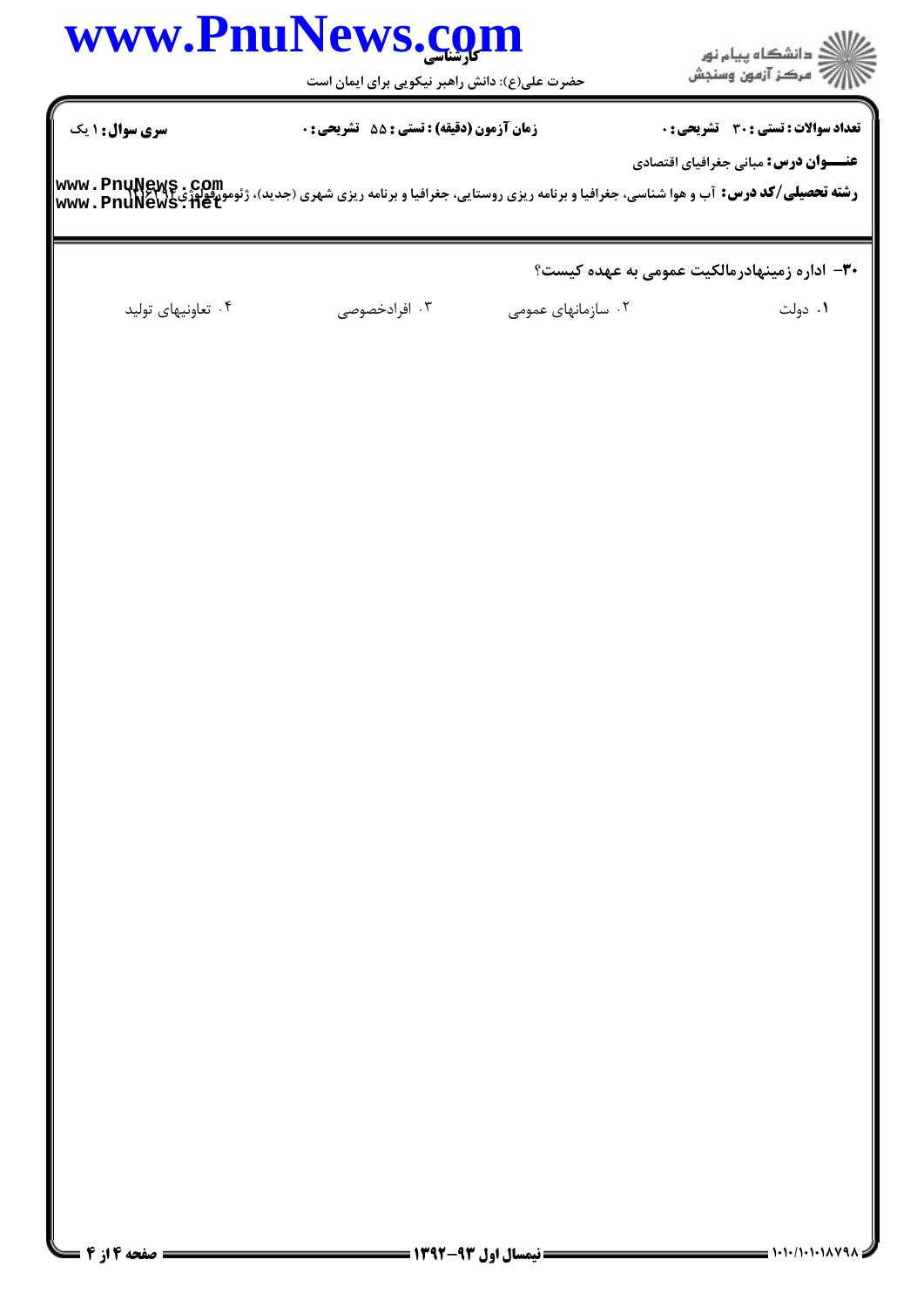**تعداد سوالات : تستی : ۳۰ تشریحی : ۰**    **زمان آزمون (دقیقه) : تستی : ۵۵ تشریحی : ۰**    **سری سوال : ۱ یک**

**عنـــوان درس:** مبانی جغرافیای اقتصادی

**رشته تحصیلی/کد درس:** آب و هوا شناسی، جغرافیا و برنامه ریزی روستایی، جغرافیا و برنامه ریزی شهری (جدید)، ژئومورفولوژی ۱۲۱۶۲۹۴

**۳۰- اداره زمینهادرمالکیت عمومی به عهده کیست؟**

۱. دولت    ۲. سازمانهای عمومی    ۳. افرادخصوصی    ۴. تعاونیهای تولید